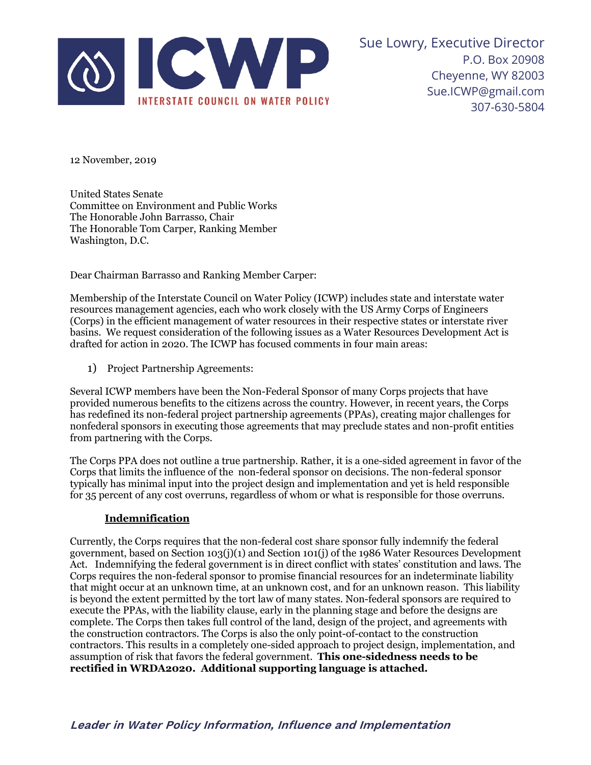**ICWP**
INTERSTATE COUNCIL ON WATER POLICY

Sue Lowry, Executive Director
P.O. Box 20908
Cheyenne, WY 82003
Sue.ICWP@gmail.com
307-630-5804

12 November, 2019

United States Senate
Committee on Environment and Public Works
The Honorable John Barrasso, Chair
The Honorable Tom Carper, Ranking Member
Washington, D.C.

Dear Chairman Barrasso and Ranking Member Carper:

Membership of the Interstate Council on Water Policy (ICWP) includes state and interstate water resources management agencies, each who work closely with the US Army Corps of Engineers (Corps) in the efficient management of water resources in their respective states or interstate river basins. We request consideration of the following issues as a Water Resources Development Act is drafted for action in 2020. The ICWP has focused comments in four main areas:

1) Project Partnership Agreements:

Several ICWP members have been the Non-Federal Sponsor of many Corps projects that have provided numerous benefits to the citizens across the country. However, in recent years, the Corps has redefined its non-federal project partnership agreements (PPAs), creating major challenges for nonfederal sponsors in executing those agreements that may preclude states and non-profit entities from partnering with the Corps.

The Corps PPA does not outline a true partnership. Rather, it is a one-sided agreement in favor of the Corps that limits the influence of the non-federal sponsor on decisions. The non-federal sponsor typically has minimal input into the project design and implementation and yet is held responsible for 35 percent of any cost overruns, regardless of whom or what is responsible for those overruns.

**Indemnification**

Currently, the Corps requires that the non-federal cost share sponsor fully indemnify the federal government, based on Section 103(j)(1) and Section 101(j) of the 1986 Water Resources Development Act. Indemnifying the federal government is in direct conflict with states' constitution and laws. The Corps requires the non-federal sponsor to promise financial resources for an indeterminate liability that might occur at an unknown time, at an unknown cost, and for an unknown reason. This liability is beyond the extent permitted by the tort law of many states. Non-federal sponsors are required to execute the PPAs, with the liability clause, early in the planning stage and before the designs are complete. The Corps then takes full control of the land, design of the project, and agreements with the construction contractors. The Corps is also the only point-of-contact to the construction contractors. This results in a completely one-sided approach to project design, implementation, and assumption of risk that favors the federal government. **This one-sidedness needs to be rectified in WRDA2020. Additional supporting language is attached.**

*Leader in Water Policy Information, Influence and Implementation*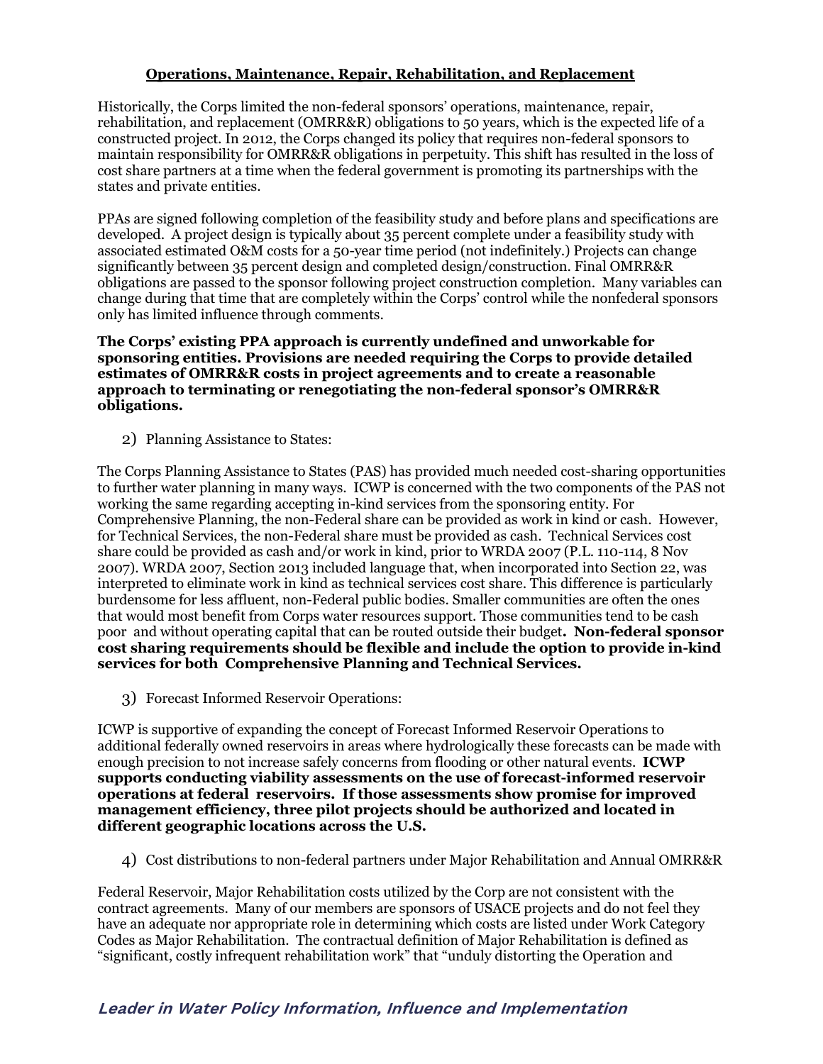**Operations, Maintenance, Repair, Rehabilitation, and Replacement**

Historically, the Corps limited the non-federal sponsors' operations, maintenance, repair, rehabilitation, and replacement (OMRR&R) obligations to 50 years, which is the expected life of a constructed project. In 2012, the Corps changed its policy that requires non-federal sponsors to maintain responsibility for OMRR&R obligations in perpetuity. This shift has resulted in the loss of cost share partners at a time when the federal government is promoting its partnerships with the states and private entities.

PPAs are signed following completion of the feasibility study and before plans and specifications are developed. A project design is typically about 35 percent complete under a feasibility study with associated estimated O&M costs for a 50-year time period (not indefinitely.) Projects can change significantly between 35 percent design and completed design/construction. Final OMRR&R obligations are passed to the sponsor following project construction completion. Many variables can change during that time that are completely within the Corps' control while the nonfederal sponsors only has limited influence through comments.

**The Corps' existing PPA approach is currently undefined and unworkable for sponsoring entities. Provisions are needed requiring the Corps to provide detailed estimates of OMRR&R costs in project agreements and to create a reasonable approach to terminating or renegotiating the non-federal sponsor's OMRR&R obligations.**

2) Planning Assistance to States:

The Corps Planning Assistance to States (PAS) has provided much needed cost-sharing opportunities to further water planning in many ways. ICWP is concerned with the two components of the PAS not working the same regarding accepting in-kind services from the sponsoring entity. For Comprehensive Planning, the non-Federal share can be provided as work in kind or cash. However, for Technical Services, the non-Federal share must be provided as cash. Technical Services cost share could be provided as cash and/or work in kind, prior to WRDA 2007 (P.L. 110-114, 8 Nov 2007). WRDA 2007, Section 2013 included language that, when incorporated into Section 22, was interpreted to eliminate work in kind as technical services cost share. This difference is particularly burdensome for less affluent, non-Federal public bodies. Smaller communities are often the ones that would most benefit from Corps water resources support. Those communities tend to be cash poor and without operating capital that can be routed outside their budget. **Non-federal sponsor cost sharing requirements should be flexible and include the option to provide in-kind services for both Comprehensive Planning and Technical Services.**

3) Forecast Informed Reservoir Operations:

ICWP is supportive of expanding the concept of Forecast Informed Reservoir Operations to additional federally owned reservoirs in areas where hydrologically these forecasts can be made with enough precision to not increase safely concerns from flooding or other natural events. **ICWP supports conducting viability assessments on the use of forecast-informed reservoir operations at federal reservoirs. If those assessments show promise for improved management efficiency, three pilot projects should be authorized and located in different geographic locations across the U.S.**

4) Cost distributions to non-federal partners under Major Rehabilitation and Annual OMRR&R

Federal Reservoir, Major Rehabilitation costs utilized by the Corp are not consistent with the contract agreements. Many of our members are sponsors of USACE projects and do not feel they have an adequate nor appropriate role in determining which costs are listed under Work Category Codes as Major Rehabilitation. The contractual definition of Major Rehabilitation is defined as "significant, costly infrequent rehabilitation work" that "unduly distorting the Operation and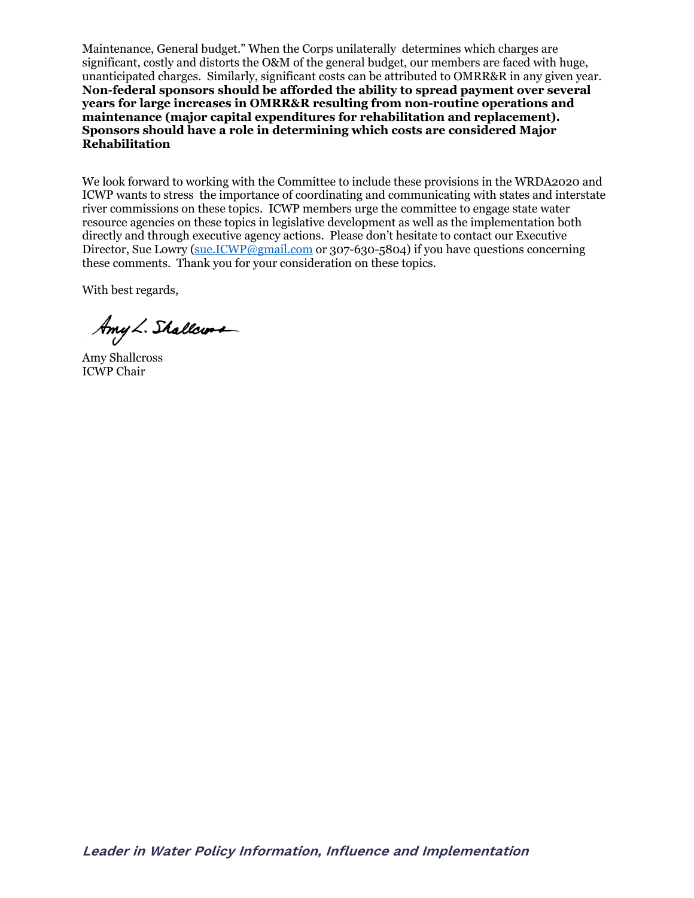Maintenance, General budget." When the Corps unilaterally determines which charges are significant, costly and distorts the O&M of the general budget, our members are faced with huge, unanticipated charges. Similarly, significant costs can be attributed to OMRR&R in any given year. **Non-federal sponsors should be afforded the ability to spread payment over several years for large increases in OMRR&R resulting from non-routine operations and maintenance (major capital expenditures for rehabilitation and replacement). Sponsors should have a role in determining which costs are considered Major Rehabilitation**

We look forward to working with the Committee to include these provisions in the WRDA2020 and ICWP wants to stress the importance of coordinating and communicating with states and interstate river commissions on these topics. ICWP members urge the committee to engage state water resource agencies on these topics in legislative development as well as the implementation both directly and through executive agency actions. Please don't hesitate to contact our Executive Director, Sue Lowry (sue.ICWP@gmail.com or 307-630-5804) if you have questions concerning these comments. Thank you for your consideration on these topics.

With best regards,

Amy L. Shallcross

Amy Shallcross
ICWP Chair

***Leader in Water Policy Information, Influence and Implementation***